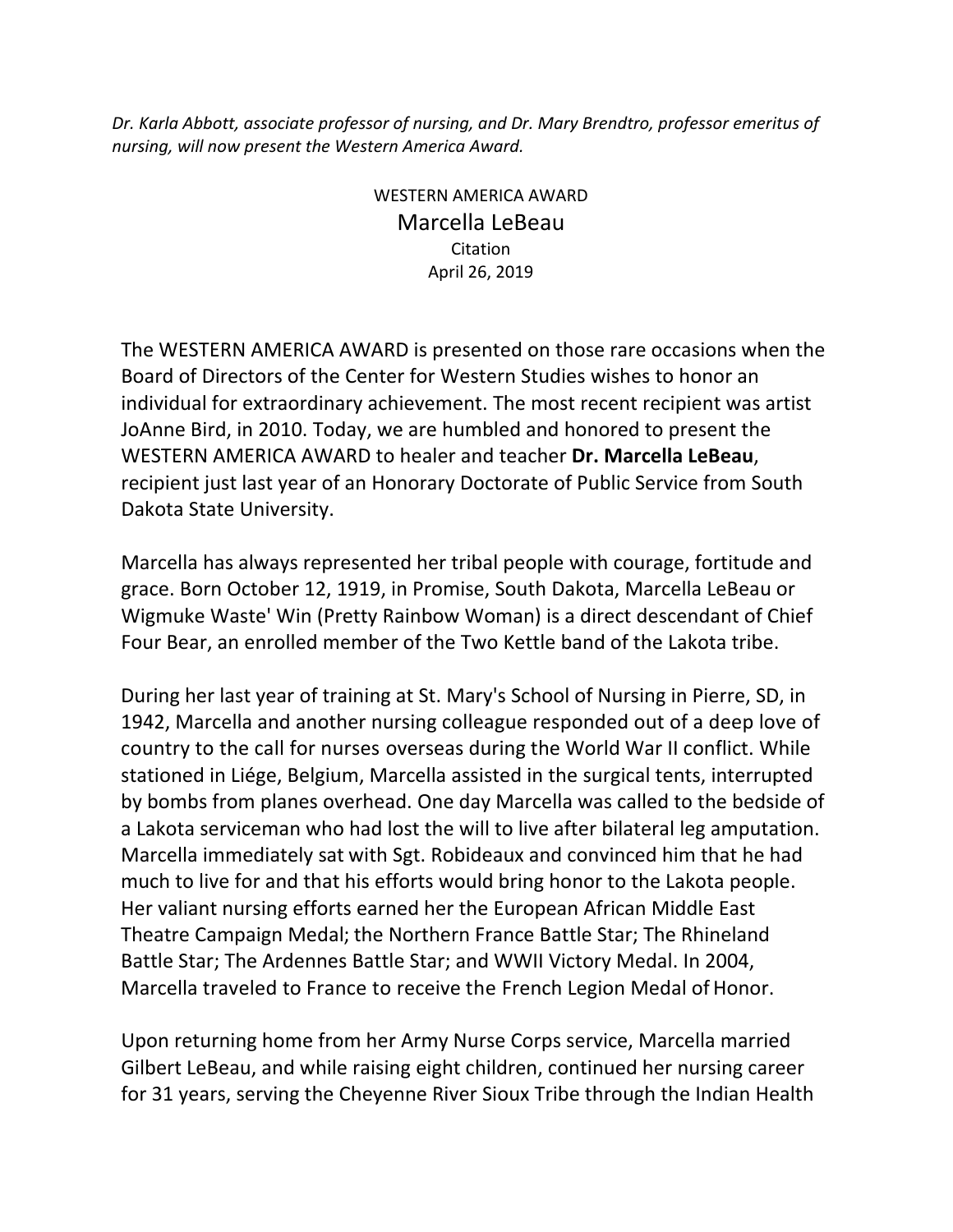*Dr. Karla Abbott, associate professor of nursing, and Dr. Mary Brendtro, professor emeritus of nursing, will now present the Western America Award.*

WESTERN AMERICA AWARD

# Marcella LeBeau

Citation

April 26, 2019

The WESTERN AMERICA AWARD is presented on those rare occasions when the Board of Directors of the Center for Western Studies wishes to honor an individual for extraordinary achievement. The most recent recipient was artist JoAnne Bird, in 2010. Today, we are humbled and honored to present the WESTERN AMERICA AWARD to healer and teacher **Dr. Marcella LeBeau**, recipient just last year of an Honorary Doctorate of Public Service from South Dakota State University.

Marcella has always represented her tribal people with courage, fortitude and grace. Born October 12, 1919, in Promise, South Dakota, Marcella LeBeau or Wigmuke Waste' Win (Pretty Rainbow Woman) is a direct descendant of Chief Four Bear, an enrolled member of the Two Kettle band of the Lakota tribe.

During her last year of training at St. Mary's School of Nursing in Pierre, SD, in 1942, Marcella and another nursing colleague responded out of a deep love of country to the call for nurses overseas during the World War II conflict. While stationed in Liége, Belgium, Marcella assisted in the surgical tents, interrupted by bombs from planes overhead. One day Marcella was called to the bedside of a Lakota serviceman who had lost the will to live after bilateral leg amputation. Marcella immediately sat with Sgt. Robideaux and convinced him that he had much to live for and that his efforts would bring honor to the Lakota people. Her valiant nursing efforts earned her the European African Middle East Theatre Campaign Medal; the Northern France Battle Star; The Rhineland Battle Star; The Ardennes Battle Star; and WWII Victory Medal. In 2004, Marcella traveled to France to receive the French Legion Medal of Honor.

Upon returning home from her Army Nurse Corps service, Marcella married Gilbert LeBeau, and while raising eight children, continued her nursing career for 31 years, serving the Cheyenne River Sioux Tribe through the Indian Health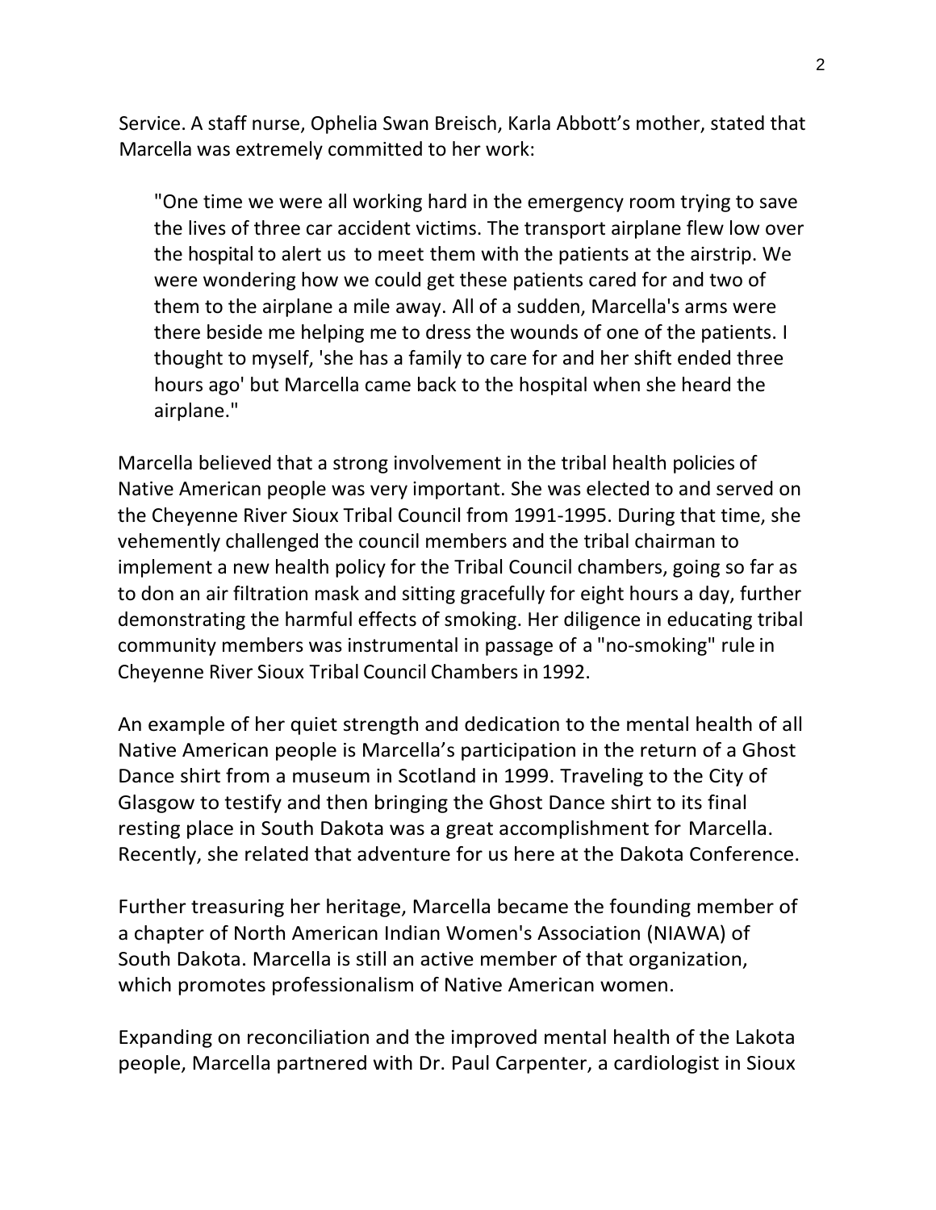Service. A staff nurse, Ophelia Swan Breisch, Karla Abbott's mother, stated that Marcella was extremely committed to her work:

> "One time we were all working hard in the emergency room trying to save the lives of three car accident victims. The transport airplane flew low over the hospital to alert us to meet them with the patients at the airstrip. We were wondering how we could get these patients cared for and two of them to the airplane a mile away. All of a sudden, Marcella's arms were there beside me helping me to dress the wounds of one of the patients. I thought to myself, 'she has a family to care for and her shift ended three hours ago' but Marcella came back to the hospital when she heard the airplane."

Marcella believed that a strong involvement in the tribal health policies of Native American people was very important. She was elected to and served on the Cheyenne River Sioux Tribal Council from 1991-1995. During that time, she vehemently challenged the council members and the tribal chairman to implement a new health policy for the Tribal Council chambers, going so far as to don an air filtration mask and sitting gracefully for eight hours a day, further demonstrating the harmful effects of smoking. Her diligence in educating tribal community members was instrumental in passage of a "no-smoking" rule in Cheyenne River Sioux Tribal Council Chambers in 1992.

An example of her quiet strength and dedication to the mental health of all Native American people is Marcella's participation in the return of a Ghost Dance shirt from a museum in Scotland in 1999. Traveling to the City of Glasgow to testify and then bringing the Ghost Dance shirt to its final resting place in South Dakota was a great accomplishment for Marcella. Recently, she related that adventure for us here at the Dakota Conference.

Further treasuring her heritage, Marcella became the founding member of a chapter of North American Indian Women's Association (NIAWA) of South Dakota. Marcella is still an active member of that organization, which promotes professionalism of Native American women.

Expanding on reconciliation and the improved mental health of the Lakota people, Marcella partnered with Dr. Paul Carpenter, a cardiologist in Sioux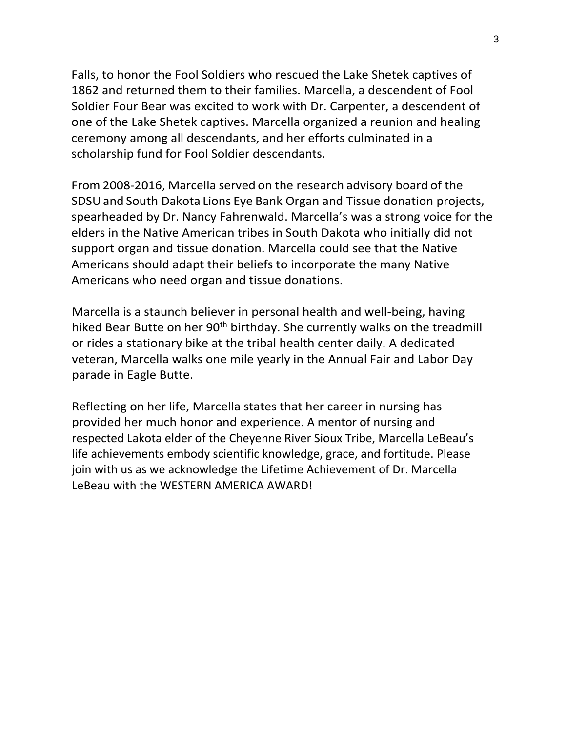Falls, to honor the Fool Soldiers who rescued the Lake Shetek captives of 1862 and returned them to their families. Marcella, a descendent of Fool Soldier Four Bear was excited to work with Dr. Carpenter, a descendent of one of the Lake Shetek captives. Marcella organized a reunion and healing ceremony among all descendants, and her efforts culminated in a scholarship fund for Fool Soldier descendants.

From 2008-2016, Marcella served on the research advisory board of the SDSU and South Dakota Lions Eye Bank Organ and Tissue donation projects, spearheaded by Dr. Nancy Fahrenwald. Marcella's was a strong voice for the elders in the Native American tribes in South Dakota who initially did not support organ and tissue donation. Marcella could see that the Native Americans should adapt their beliefs to incorporate the many Native Americans who need organ and tissue donations.

Marcella is a staunch believer in personal health and well-being, having hiked Bear Butte on her 90th birthday. She currently walks on the treadmill or rides a stationary bike at the tribal health center daily. A dedicated veteran, Marcella walks one mile yearly in the Annual Fair and Labor Day parade in Eagle Butte.

Reflecting on her life, Marcella states that her career in nursing has provided her much honor and experience. A mentor of nursing and respected Lakota elder of the Cheyenne River Sioux Tribe, Marcella LeBeau's life achievements embody scientific knowledge, grace, and fortitude. Please join with us as we acknowledge the Lifetime Achievement of Dr. Marcella LeBeau with the WESTERN AMERICA AWARD!